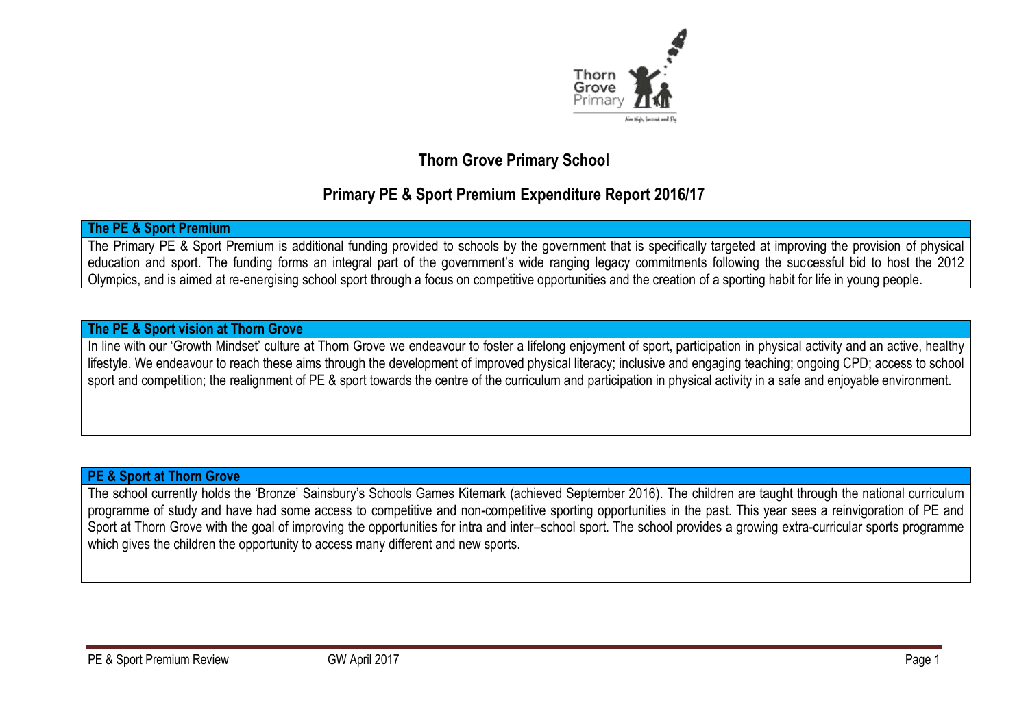# Thorn Grove Primary School

## Primary PE & Sport Premium Expenditure Report 2016/17

### The PE & Sport Premium

The Primary PE & Sport Premium is additional funding provided to schools by the government that is specifically targeted at improving the provision of physical education and sport. The funding forms an integral part of the government's wide ranging legacy commitments following the successful bid to host the 2012 Olympics, and is aimed at re-energising school sport through a focus on competitive opportunities and the creation of a sporting habit for life in young people.

### The PE & Sport vision at Thorn Grove

In line with our 'Growth Mindset' culture at Thorn Grove we endeavour to foster a lifelong enjoyment of sport, participation in physical activity and an active, healthy lifestyle. We endeavour to reach these aims through the development of improved physical literacy; inclusive and engaging teaching; ongoing CPD; access to school sport and competition; the realignment of PE & sport towards the centre of the curriculum and participation in physical activity in a safe and enjoyable environment.

### PE & Sport at Thorn Grove

The school currently holds the 'Bronze' Sainsbury's Schools Games Kitemark (achieved September 2016). The children are taught through the national curriculum programme of study and have had some access to competitive and non-competitive sporting opportunities in the past. This year sees a reinvigoration of PE and Sport at Thorn Grove with the goal of improving the opportunities for intra and inter–school sport. The school provides a growing extra-curricular sports programme which gives the children the opportunity to access many different and new sports.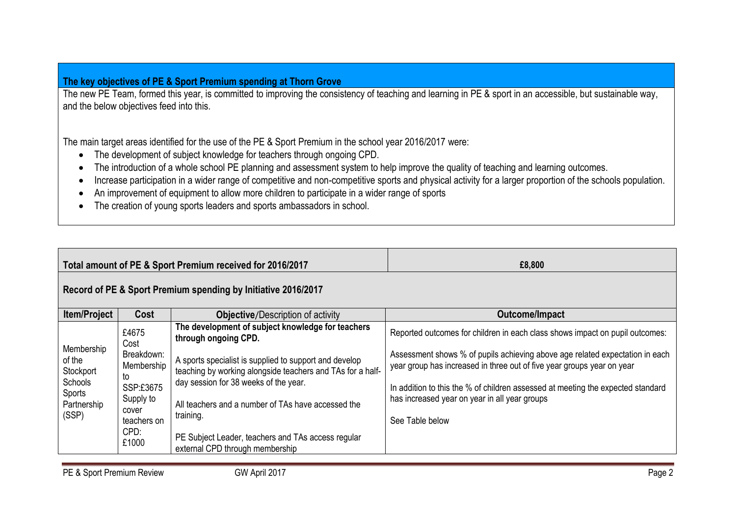## The key objectives of PE & Sport Premium spending at Thorn Grove

The new PE Team, formed this year, is committed to improving the consistency of teaching and learning in PE & sport in an accessible, but sustainable way, and the below objectives feed into this.

The main target areas identified for the use of the PE & Sport Premium in the school year 2016/2017 were:

- The development of subject knowledge for teachers through ongoing CPD.
- The introduction of a whole school PE planning and assessment system to help improve the quality of teaching and learning outcomes.
- Increase participation in a wider range of competitive and non-competitive sports and physical activity for a larger proportion of the schools population.
- An improvement of equipment to allow more children to participate in a wider range of sports
- The creation of young sports leaders and sports ambassadors in school.

| **Total amount of PE & Sport Premium received for 2016/2017** | | | **£8,800** |
|---|---|---|---|
| **Record of PE & Sport Premium spending by Initiative 2016/2017** | | | |
| **Item/Project** | **Cost** | **Objective/Description of activity** | **Outcome/Impact** |
| Membership of the Stockport Schools Sports Partnership (SSP) | £4675<br>Cost Breakdown:<br>Membership to SSP:£3675<br>Supply to cover teachers on CPD: £1000 | **The development of subject knowledge for teachers through ongoing CPD.**<br><br>A sports specialist is supplied to support and develop teaching by working alongside teachers and TAs for a half-day session for 38 weeks of the year.<br><br>All teachers and a number of TAs have accessed the training.<br><br>PE Subject Leader, teachers and TAs access regular external CPD through membership | Reported outcomes for children in each class shows impact on pupil outcomes:<br><br>Assessment shows % of pupils achieving above age related expectation in each year group has increased in three out of five year groups year on year<br><br>In addition to this the % of children assessed at meeting the expected standard has increased year on year in all year groups<br><br>See Table below |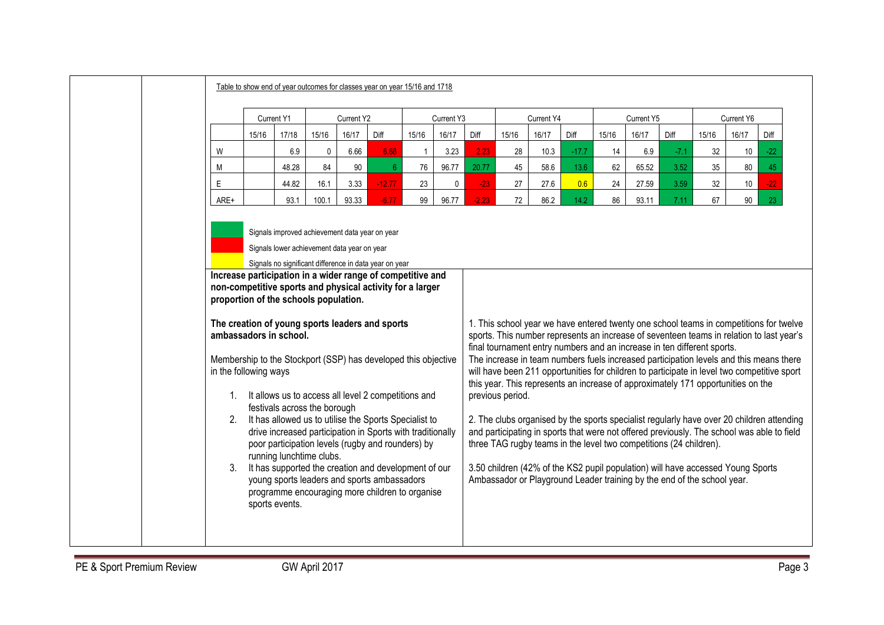Table to show end of year outcomes for classes year on year 15/16 and 1718

| | Current Y1 | | Current Y2 | | | Current Y3 | | | Current Y4 | | | Current Y5 | | | Current Y6 | | |
|---|---|---|---|---|---|---|---|---|---|---|---|---|---|---|---|---|---|
| | 15/16 | 17/18 | 15/16 | 16/17 | Diff | 15/16 | 16/17 | Diff | 15/16 | 16/17 | Diff | 15/16 | 16/17 | Diff | 15/16 | 16/17 | Diff |
| W | | 6.9 | 0 | 6.66 | 6.66 | 1 | 3.23 | 2.23 | 28 | 10.3 | -17.7 | 14 | 6.9 | -7.1 | 32 | 10 | -22 |
| M | | 48.28 | 84 | 90 | 6 | 76 | 96.77 | 20.77 | 45 | 58.6 | 13.6 | 62 | 65.52 | 3.52 | 35 | 80 | 45 |
| E | | 44.82 | 16.1 | 3.33 | -12.77 | 23 | 0 | -23 | 27 | 27.6 | 0.6 | 24 | 27.59 | 3.59 | 32 | 10 | -22 |
| ARE+ | | 93.1 | 100.1 | 93.33 | -6.77 | 99 | 96.77 | -2.23 | 72 | 86.2 | 14.2 | 86 | 93.11 | 7.11 | 67 | 90 | 23 |

Signals improved achievement data year on year (green)

Signals lower achievement data year on year (red)

Signals no significant difference in data year on year (yellow)

| | |
|---|---|
| **Increase participation in a wider range of competitive and non-competitive sports and physical activity for a larger proportion of the schools population.**<br><br>**The creation of young sports leaders and sports ambassadors in school.**<br><br>Membership to the Stockport (SSP) has developed this objective in the following ways<br><br>1. It allows us to access all level 2 competitions and festivals across the borough<br>2. It has allowed us to utilise the Sports Specialist to drive increased participation in Sports with traditionally poor participation levels (rugby and rounders) by running lunchtime clubs.<br>3. It has supported the creation and development of our young sports leaders and sports ambassadors programme encouraging more children to organise sports events. | 1. This school year we have entered twenty one school teams in competitions for twelve sports. This number represents an increase of seventeen teams in relation to last year's final tournament entry numbers and an increase in ten different sports. The increase in team numbers fuels increased participation levels and this means there will have been 211 opportunities for children to participate in level two competitive sport this year. This represents an increase of approximately 171 opportunities on the previous period.<br><br>2. The clubs organised by the sports specialist regularly have over 20 children attending and participating in sports that were not offered previously. The school was able to field three TAG rugby teams in the level two competitions (24 children).<br><br>3.50 children (42% of the KS2 pupil population) will have accessed Young Sports Ambassador or Playground Leader training by the end of the school year. |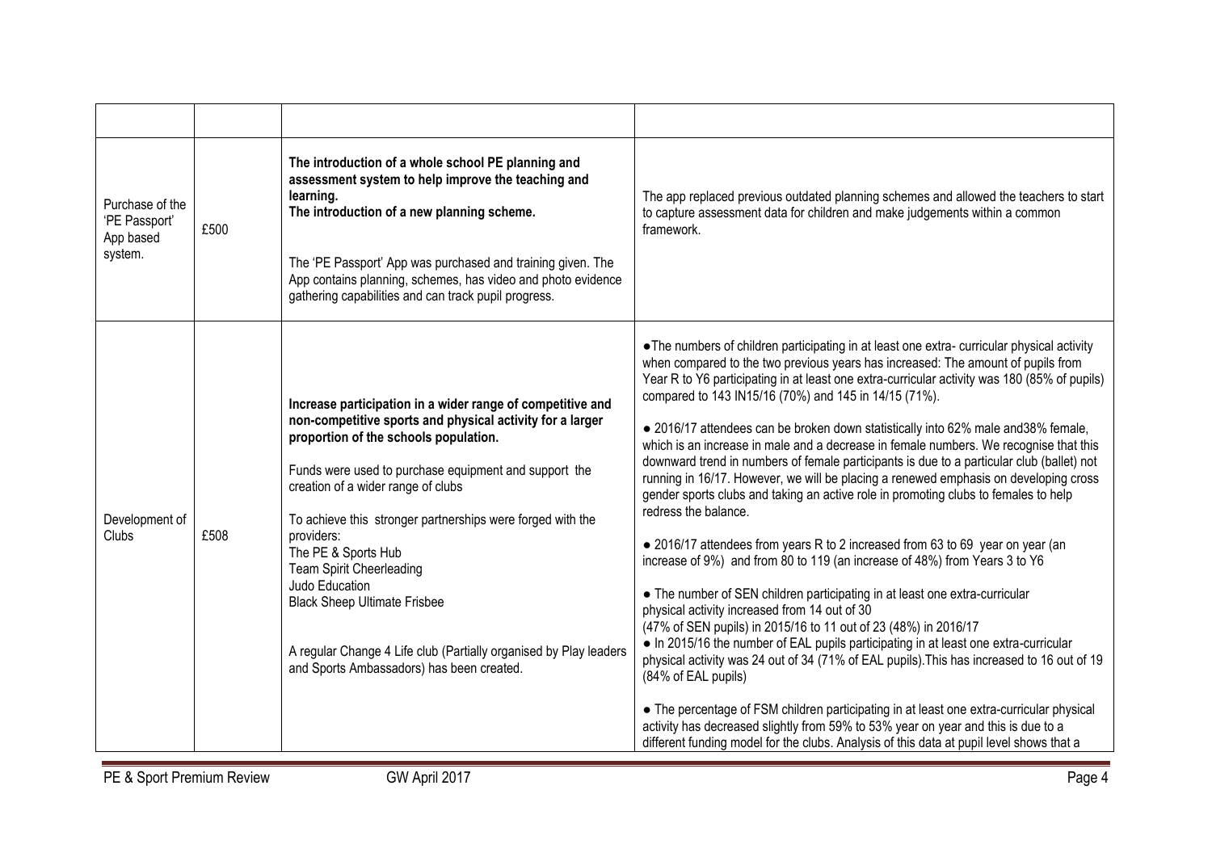| | | | |
|---|---|---|---|
| Purchase of the 'PE Passport' App based system. | £500 | **The introduction of a whole school PE planning and assessment system to help improve the teaching and learning.**<br>**The introduction of a new planning scheme.**<br><br>The 'PE Passport' App was purchased and training given. The App contains planning, schemes, has video and photo evidence gathering capabilities and can track pupil progress. | The app replaced previous outdated planning schemes and allowed the teachers to start to capture assessment data for children and make judgements within a common framework. |
| Development of Clubs | £508 | **Increase participation in a wider range of competitive and non-competitive sports and physical activity for a larger proportion of the schools population.**<br><br>Funds were used to purchase equipment and support the creation of a wider range of clubs<br><br>To achieve this stronger partnerships were forged with the providers:<br>The PE & Sports Hub<br>Team Spirit Cheerleading<br>Judo Education<br>Black Sheep Ultimate Frisbee<br><br>A regular Change 4 Life club (Partially organised by Play leaders and Sports Ambassadors) has been created. | ● The numbers of children participating in at least one extra- curricular physical activity when compared to the two previous years has increased: The amount of pupils from Year R to Y6 participating in at least one extra-curricular activity was 180 (85% of pupils) compared to 143 IN15/16 (70%) and 145 in 14/15 (71%).<br><br>● 2016/17 attendees can be broken down statistically into 62% male and38% female, which is an increase in male and a decrease in female numbers. We recognise that this downward trend in numbers of female participants is due to a particular club (ballet) not running in 16/17. However, we will be placing a renewed emphasis on developing cross gender sports clubs and taking an active role in promoting clubs to females to help redress the balance.<br><br>● 2016/17 attendees from years R to 2 increased from 63 to 69 year on year (an increase of 9%) and from 80 to 119 (an increase of 48%) from Years 3 to Y6<br><br>● The number of SEN children participating in at least one extra-curricular physical activity increased from 14 out of 30 (47% of SEN pupils) in 2015/16 to 11 out of 23 (48%) in 2016/17<br>● In 2015/16 the number of EAL pupils participating in at least one extra-curricular physical activity was 24 out of 34 (71% of EAL pupils).This has increased to 16 out of 19 (84% of EAL pupils)<br><br>● The percentage of FSM children participating in at least one extra-curricular physical activity has decreased slightly from 59% to 53% year on year and this is due to a different funding model for the clubs. Analysis of this data at pupil level shows that a |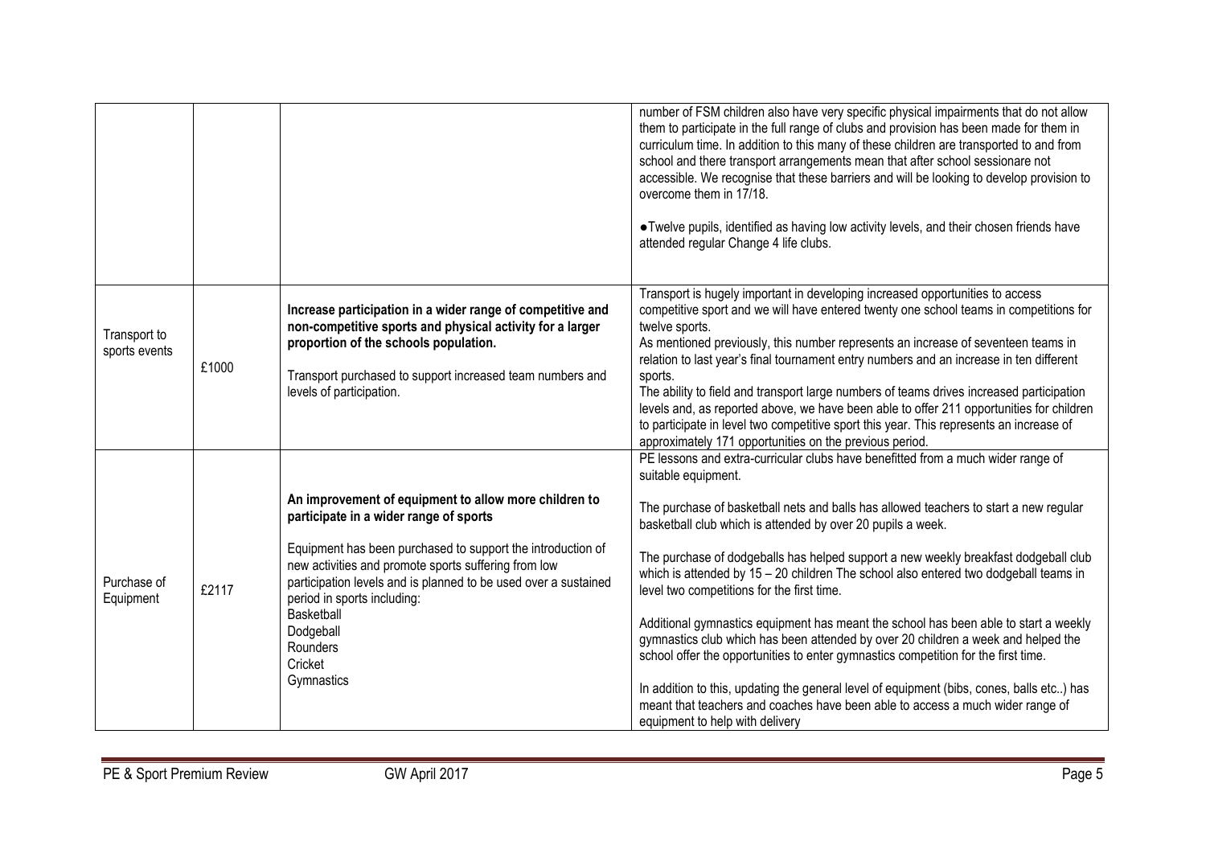| | | | |
|---|---|---|---|
| | | | number of FSM children also have very specific physical impairments that do not allow them to participate in the full range of clubs and provision has been made for them in curriculum time. In addition to this many of these children are transported to and from school and there transport arrangements mean that after school sessionare not accessible. We recognise that these barriers and will be looking to develop provision to overcome them in 17/18.<br><br>●Twelve pupils, identified as having low activity levels, and their chosen friends have attended regular Change 4 life clubs. |
| Transport to sports events | £1000 | **Increase participation in a wider range of competitive and non-competitive sports and physical activity for a larger proportion of the schools population.**<br><br>Transport purchased to support increased team numbers and levels of participation. | Transport is hugely important in developing increased opportunities to access competitive sport and we will have entered twenty one school teams in competitions for twelve sports.<br>As mentioned previously, this number represents an increase of seventeen teams in relation to last year's final tournament entry numbers and an increase in ten different sports.<br>The ability to field and transport large numbers of teams drives increased participation levels and, as reported above, we have been able to offer 211 opportunities for children to participate in level two competitive sport this year. This represents an increase of approximately 171 opportunities on the previous period. |
| Purchase of Equipment | £2117 | **An improvement of equipment to allow more children to participate in a wider range of sports**<br><br>Equipment has been purchased to support the introduction of new activities and promote sports suffering from low participation levels and is planned to be used over a sustained period in sports including:<br>Basketball<br>Dodgeball<br>Rounders<br>Cricket<br>Gymnastics | PE lessons and extra-curricular clubs have benefitted from a much wider range of suitable equipment.<br><br>The purchase of basketball nets and balls has allowed teachers to start a new regular basketball club which is attended by over 20 pupils a week.<br><br>The purchase of dodgeballs has helped support a new weekly breakfast dodgeball club which is attended by 15 – 20 children The school also entered two dodgeball teams in level two competitions for the first time.<br><br>Additional gymnastics equipment has meant the school has been able to start a weekly gymnastics club which has been attended by over 20 children a week and helped the school offer the opportunities to enter gymnastics competition for the first time.<br><br>In addition to this, updating the general level of equipment (bibs, cones, balls etc..) has meant that teachers and coaches have been able to access a much wider range of equipment to help with delivery |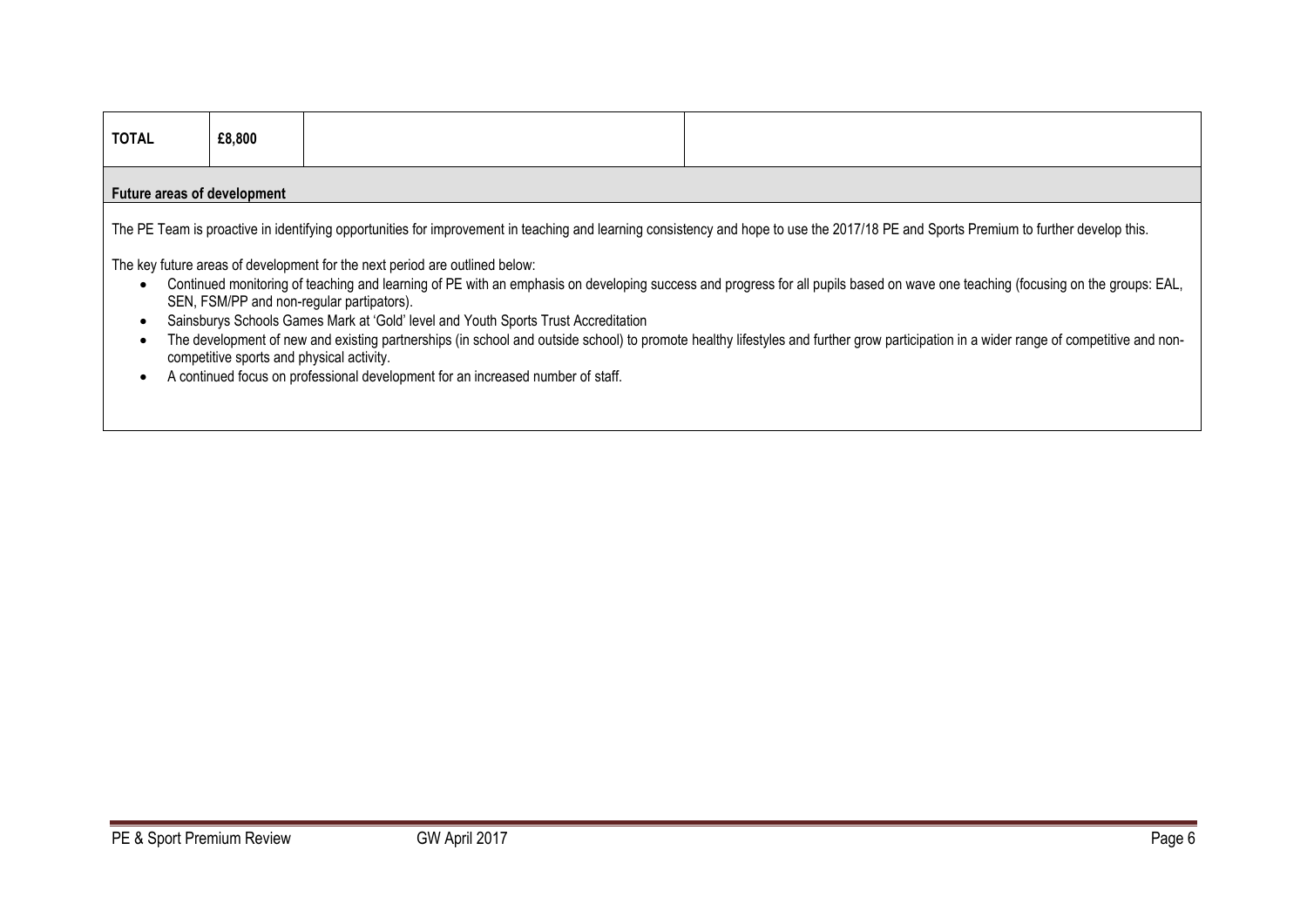| | | | |
|---|---|---|---|
| **TOTAL** | **£8,800** | | |

**Future areas of development**

The PE Team is proactive in identifying opportunities for improvement in teaching and learning consistency and hope to use the 2017/18 PE and Sports Premium to further develop this.

The key future areas of development for the next period are outlined below:

- Continued monitoring of teaching and learning of PE with an emphasis on developing success and progress for all pupils based on wave one teaching (focusing on the groups: EAL, SEN, FSM/PP and non-regular partipators).
- Sainsburys Schools Games Mark at 'Gold' level and Youth Sports Trust Accreditation
- The development of new and existing partnerships (in school and outside school) to promote healthy lifestyles and further grow participation in a wider range of competitive and non-competitive sports and physical activity.
- A continued focus on professional development for an increased number of staff.